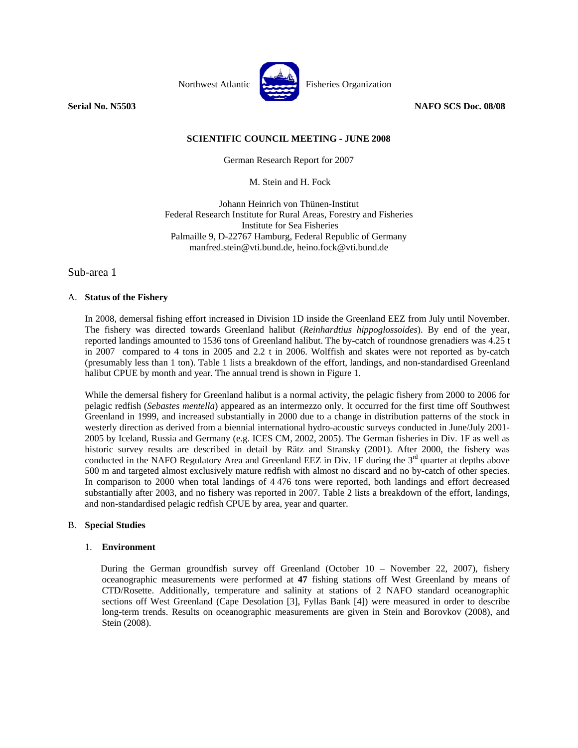Northwest Atlantic Fisheries Organization

**Serial No. N5503** **NAFO SCS Doc. 08/08**

**SCIENTIFIC COUNCIL MEETING - JUNE 2008**

German Research Report for 2007

M. Stein and H. Fock

Johann Heinrich von Thünen-Institut
Federal Research Institute for Rural Areas, Forestry and Fisheries
Institute for Sea Fisheries
Palmaille 9, D-22767 Hamburg, Federal Republic of Germany
manfred.stein@vti.bund.de, heino.fock@vti.bund.de

## Sub-area 1

### A. **Status of the Fishery**

In 2008, demersal fishing effort increased in Division 1D inside the Greenland EEZ from July until November. The fishery was directed towards Greenland halibut (*Reinhardtius hippoglossoides*). By end of the year, reported landings amounted to 1536 tons of Greenland halibut. The by-catch of roundnose grenadiers was 4.25 t in 2007 compared to 4 tons in 2005 and 2.2 t in 2006. Wolffish and skates were not reported as by-catch (presumably less than 1 ton). Table 1 lists a breakdown of the effort, landings, and non-standardised Greenland halibut CPUE by month and year. The annual trend is shown in Figure 1.

While the demersal fishery for Greenland halibut is a normal activity, the pelagic fishery from 2000 to 2006 for pelagic redfish (*Sebastes mentella*) appeared as an intermezzo only. It occurred for the first time off Southwest Greenland in 1999, and increased substantially in 2000 due to a change in distribution patterns of the stock in westerly direction as derived from a biennial international hydro-acoustic surveys conducted in June/July 2001-2005 by Iceland, Russia and Germany (e.g. ICES CM, 2002, 2005). The German fisheries in Div. 1F as well as historic survey results are described in detail by Rätz and Stransky (2001). After 2000, the fishery was conducted in the NAFO Regulatory Area and Greenland EEZ in Div. 1F during the 3rd quarter at depths above 500 m and targeted almost exclusively mature redfish with almost no discard and no by-catch of other species. In comparison to 2000 when total landings of 4 476 tons were reported, both landings and effort decreased substantially after 2003, and no fishery was reported in 2007. Table 2 lists a breakdown of the effort, landings, and non-standardised pelagic redfish CPUE by area, year and quarter.

### B. **Special Studies**

#### 1. **Environment**

During the German groundfish survey off Greenland (October 10 – November 22, 2007), fishery oceanographic measurements were performed at **47** fishing stations off West Greenland by means of CTD/Rosette. Additionally, temperature and salinity at stations of 2 NAFO standard oceanographic sections off West Greenland (Cape Desolation [3], Fyllas Bank [4]) were measured in order to describe long-term trends. Results on oceanographic measurements are given in Stein and Borovkov (2008), and Stein (2008).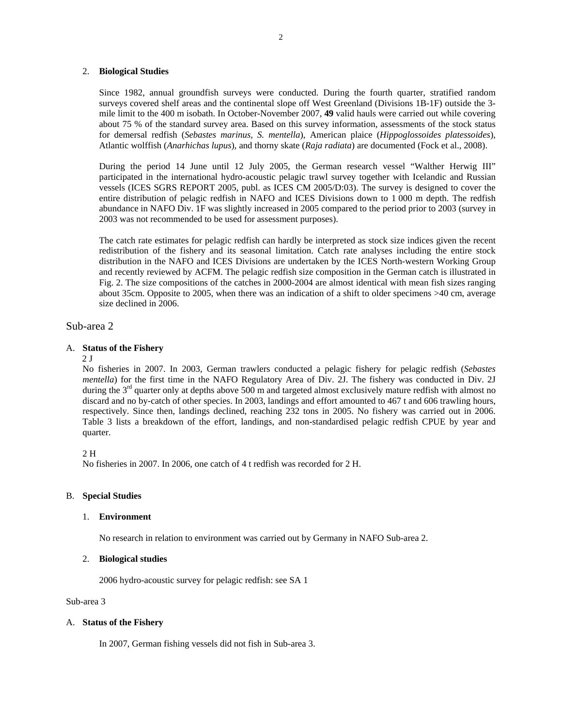2. **Biological Studies**

Since 1982, annual groundfish surveys were conducted. During the fourth quarter, stratified random surveys covered shelf areas and the continental slope off West Greenland (Divisions 1B-1F) outside the 3-mile limit to the 400 m isobath. In October-November 2007, **49** valid hauls were carried out while covering about 75 % of the standard survey area. Based on this survey information, assessments of the stock status for demersal redfish (*Sebastes marinus, S. mentella*), American plaice (*Hippoglossoides platessoides*), Atlantic wolffish (*Anarhichas lupus*), and thorny skate (*Raja radiata*) are documented (Fock et al., 2008).

During the period 14 June until 12 July 2005, the German research vessel "Walther Herwig III" participated in the international hydro-acoustic pelagic trawl survey together with Icelandic and Russian vessels (ICES SGRS REPORT 2005, publ. as ICES CM 2005/D:03). The survey is designed to cover the entire distribution of pelagic redfish in NAFO and ICES Divisions down to 1 000 m depth. The redfish abundance in NAFO Div. 1F was slightly increased in 2005 compared to the period prior to 2003 (survey in 2003 was not recommended to be used for assessment purposes).

The catch rate estimates for pelagic redfish can hardly be interpreted as stock size indices given the recent redistribution of the fishery and its seasonal limitation. Catch rate analyses including the entire stock distribution in the NAFO and ICES Divisions are undertaken by the ICES North-western Working Group and recently reviewed by ACFM. The pelagic redfish size composition in the German catch is illustrated in Fig. 2. The size compositions of the catches in 2000-2004 are almost identical with mean fish sizes ranging about 35cm. Opposite to 2005, when there was an indication of a shift to older specimens >40 cm, average size declined in 2006.

## Sub-area 2

A. **Status of the Fishery**

2 J

No fisheries in 2007. In 2003, German trawlers conducted a pelagic fishery for pelagic redfish (*Sebastes mentella*) for the first time in the NAFO Regulatory Area of Div. 2J. The fishery was conducted in Div. 2J during the 3rd quarter only at depths above 500 m and targeted almost exclusively mature redfish with almost no discard and no by-catch of other species. In 2003, landings and effort amounted to 467 t and 606 trawling hours, respectively. Since then, landings declined, reaching 232 tons in 2005. No fishery was carried out in 2006. Table 3 lists a breakdown of the effort, landings, and non-standardised pelagic redfish CPUE by year and quarter.

2 H

No fisheries in 2007. In 2006, one catch of 4 t redfish was recorded for 2 H.

B. **Special Studies**

1. **Environment**

No research in relation to environment was carried out by Germany in NAFO Sub-area 2.

2. **Biological studies**

2006 hydro-acoustic survey for pelagic redfish: see SA 1

## Sub-area 3

A. **Status of the Fishery**

In 2007, German fishing vessels did not fish in Sub-area 3.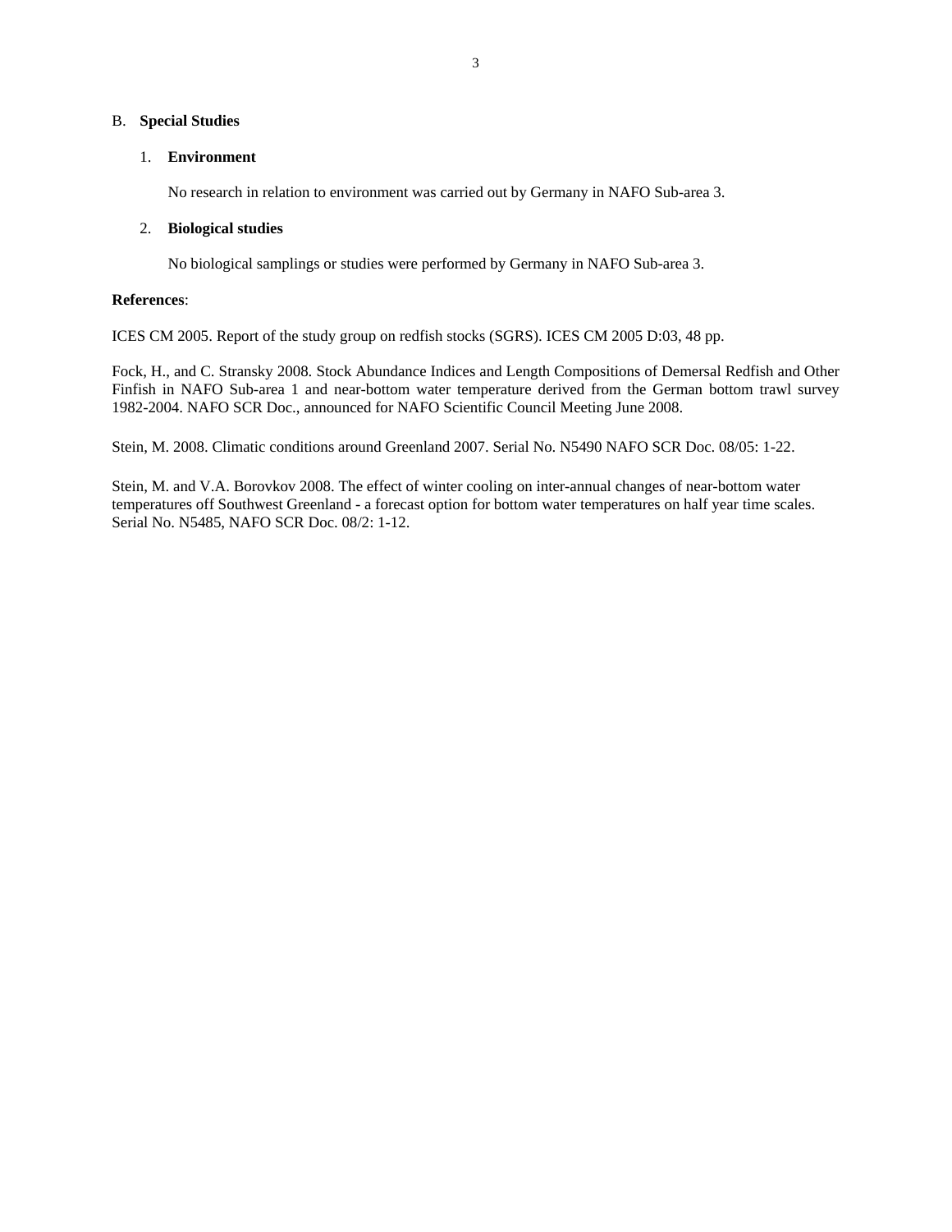## B. **Special Studies**

### 1. **Environment**

No research in relation to environment was carried out by Germany in NAFO Sub-area 3.

### 2. **Biological studies**

No biological samplings or studies were performed by Germany in NAFO Sub-area 3.

**References**:

ICES CM 2005. Report of the study group on redfish stocks (SGRS). ICES CM 2005 D:03, 48 pp.

Fock, H., and C. Stransky 2008. Stock Abundance Indices and Length Compositions of Demersal Redfish and Other Finfish in NAFO Sub-area 1 and near-bottom water temperature derived from the German bottom trawl survey 1982-2004. NAFO SCR Doc., announced for NAFO Scientific Council Meeting June 2008.

Stein, M. 2008. Climatic conditions around Greenland 2007. Serial No. N5490 NAFO SCR Doc. 08/05: 1-22.

Stein, M. and V.A. Borovkov 2008. The effect of winter cooling on inter-annual changes of near-bottom water temperatures off Southwest Greenland - a forecast option for bottom water temperatures on half year time scales. Serial No. N5485, NAFO SCR Doc. 08/2: 1-12.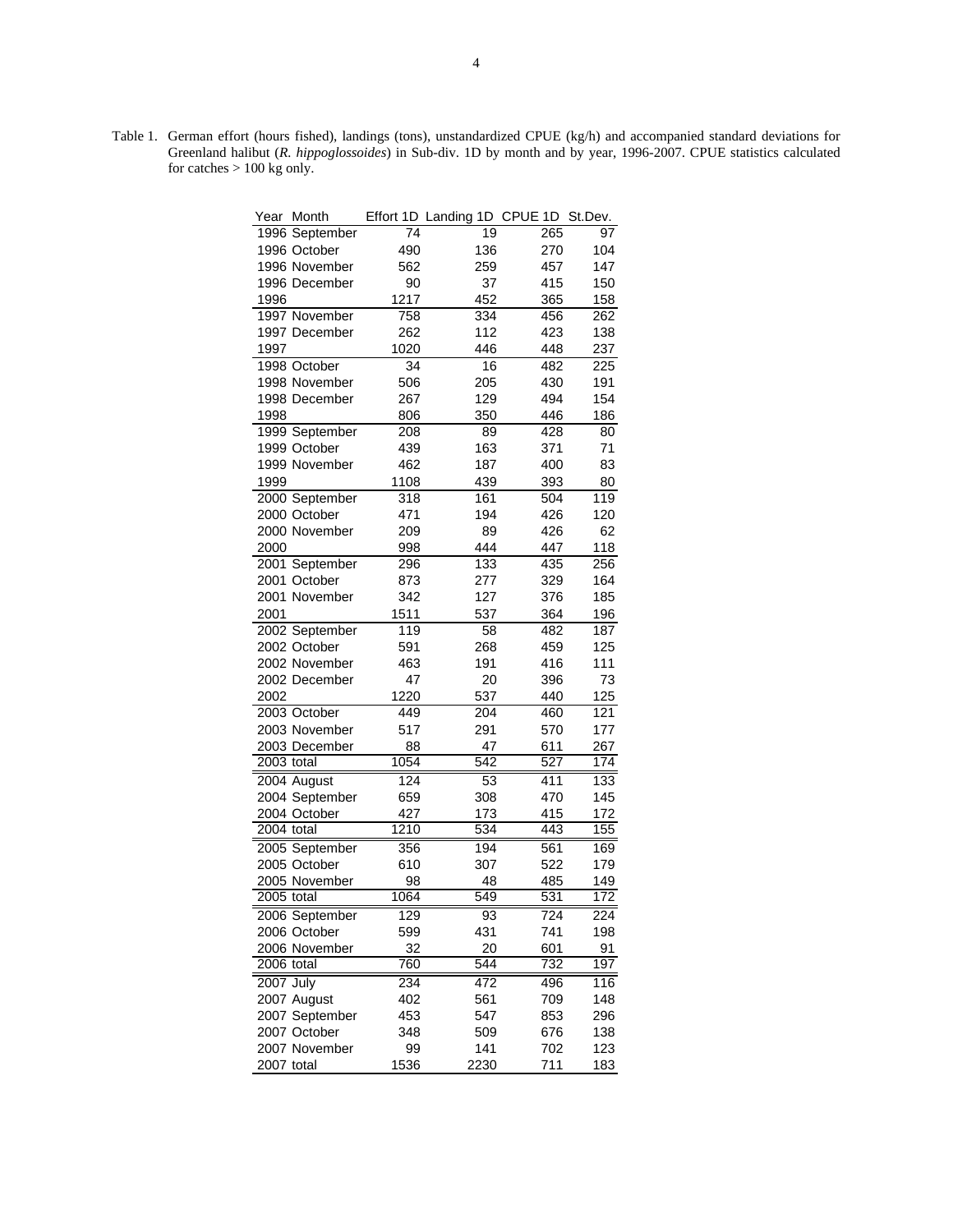Table 1. German effort (hours fished), landings (tons), unstandardized CPUE (kg/h) and accompanied standard deviations for Greenland halibut (*R. hippoglossoides*) in Sub-div. 1D by month and by year, 1996-2007. CPUE statistics calculated for catches > 100 kg only.

| Year | Month | Effort 1D | Landing 1D | CPUE 1D | St.Dev. |
|---|---|---|---|---|---|
| 1996 | September | 74 | 19 | 265 | 97 |
| 1996 | October | 490 | 136 | 270 | 104 |
| 1996 | November | 562 | 259 | 457 | 147 |
| 1996 | December | 90 | 37 | 415 | 150 |
| 1996 | | 1217 | 452 | 365 | 158 |
| 1997 | November | 758 | 334 | 456 | 262 |
| 1997 | December | 262 | 112 | 423 | 138 |
| 1997 | | 1020 | 446 | 448 | 237 |
| 1998 | October | 34 | 16 | 482 | 225 |
| 1998 | November | 506 | 205 | 430 | 191 |
| 1998 | December | 267 | 129 | 494 | 154 |
| 1998 | | 806 | 350 | 446 | 186 |
| 1999 | September | 208 | 89 | 428 | 80 |
| 1999 | October | 439 | 163 | 371 | 71 |
| 1999 | November | 462 | 187 | 400 | 83 |
| 1999 | | 1108 | 439 | 393 | 80 |
| 2000 | September | 318 | 161 | 504 | 119 |
| 2000 | October | 471 | 194 | 426 | 120 |
| 2000 | November | 209 | 89 | 426 | 62 |
| 2000 | | 998 | 444 | 447 | 118 |
| 2001 | September | 296 | 133 | 435 | 256 |
| 2001 | October | 873 | 277 | 329 | 164 |
| 2001 | November | 342 | 127 | 376 | 185 |
| 2001 | | 1511 | 537 | 364 | 196 |
| 2002 | September | 119 | 58 | 482 | 187 |
| 2002 | October | 591 | 268 | 459 | 125 |
| 2002 | November | 463 | 191 | 416 | 111 |
| 2002 | December | 47 | 20 | 396 | 73 |
| 2002 | | 1220 | 537 | 440 | 125 |
| 2003 | October | 449 | 204 | 460 | 121 |
| 2003 | November | 517 | 291 | 570 | 177 |
| 2003 | December | 88 | 47 | 611 | 267 |
| 2003 | total | 1054 | 542 | 527 | 174 |
| 2004 | August | 124 | 53 | 411 | 133 |
| 2004 | September | 659 | 308 | 470 | 145 |
| 2004 | October | 427 | 173 | 415 | 172 |
| 2004 | total | 1210 | 534 | 443 | 155 |
| 2005 | September | 356 | 194 | 561 | 169 |
| 2005 | October | 610 | 307 | 522 | 179 |
| 2005 | November | 98 | 48 | 485 | 149 |
| 2005 | total | 1064 | 549 | 531 | 172 |
| 2006 | September | 129 | 93 | 724 | 224 |
| 2006 | October | 599 | 431 | 741 | 198 |
| 2006 | November | 32 | 20 | 601 | 91 |
| 2006 | total | 760 | 544 | 732 | 197 |
| 2007 | July | 234 | 472 | 496 | 116 |
| 2007 | August | 402 | 561 | 709 | 148 |
| 2007 | September | 453 | 547 | 853 | 296 |
| 2007 | October | 348 | 509 | 676 | 138 |
| 2007 | November | 99 | 141 | 702 | 123 |
| 2007 | total | 1536 | 2230 | 711 | 183 |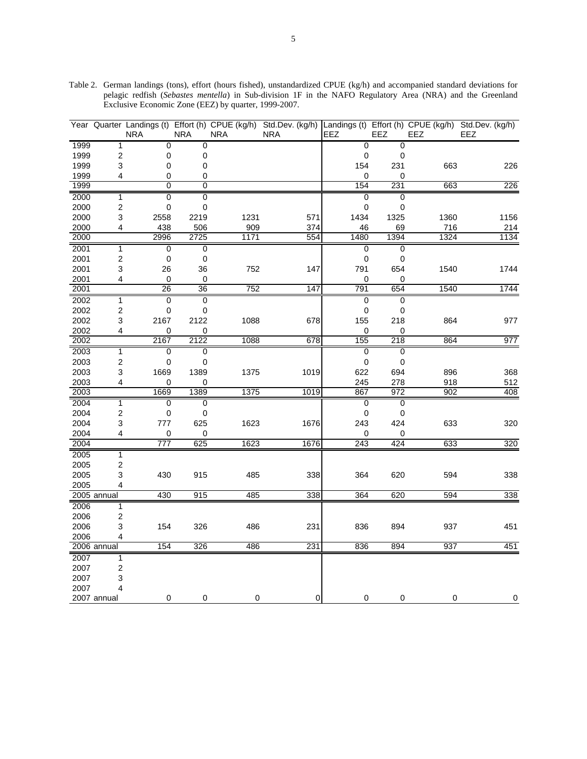Table 2. German landings (tons), effort (hours fished), unstandardized CPUE (kg/h) and accompanied standard deviations for pelagic redfish (*Sebastes mentella*) in Sub-division 1F in the NAFO Regulatory Area (NRA) and the Greenland Exclusive Economic Zone (EEZ) by quarter, 1999-2007.

| Year | Quarter | Landings (t) NRA | Effort (h) NRA | CPUE (kg/h) NRA | Std.Dev. (kg/h) NRA | Landings (t) EEZ | Effort (h) EEZ | CPUE (kg/h) EEZ | Std.Dev. (kg/h) EEZ |
|---|---|---|---|---|---|---|---|---|---|
| 1999 | 1 | 0 | 0 | | | 0 | 0 | | |
| 1999 | 2 | 0 | 0 | | | 0 | 0 | | |
| 1999 | 3 | 0 | 0 | | | 154 | 231 | 663 | 226 |
| 1999 | 4 | 0 | 0 | | | 0 | 0 | | |
| 1999 | | 0 | 0 | | | 154 | 231 | 663 | 226 |
| 2000 | 1 | 0 | 0 | | | 0 | 0 | | |
| 2000 | 2 | 0 | 0 | | | 0 | 0 | | |
| 2000 | 3 | 2558 | 2219 | 1231 | 571 | 1434 | 1325 | 1360 | 1156 |
| 2000 | 4 | 438 | 506 | 909 | 374 | 46 | 69 | 716 | 214 |
| 2000 | | 2996 | 2725 | 1171 | 554 | 1480 | 1394 | 1324 | 1134 |
| 2001 | 1 | 0 | 0 | | | 0 | 0 | | |
| 2001 | 2 | 0 | 0 | | | 0 | 0 | | |
| 2001 | 3 | 26 | 36 | 752 | 147 | 791 | 654 | 1540 | 1744 |
| 2001 | 4 | 0 | 0 | | | 0 | 0 | | |
| 2001 | | 26 | 36 | 752 | 147 | 791 | 654 | 1540 | 1744 |
| 2002 | 1 | 0 | 0 | | | 0 | 0 | | |
| 2002 | 2 | 0 | 0 | | | 0 | 0 | | |
| 2002 | 3 | 2167 | 2122 | 1088 | 678 | 155 | 218 | 864 | 977 |
| 2002 | 4 | 0 | 0 | | | 0 | 0 | | |
| 2002 | | 2167 | 2122 | 1088 | 678 | 155 | 218 | 864 | 977 |
| 2003 | 1 | 0 | 0 | | | 0 | 0 | | |
| 2003 | 2 | 0 | 0 | | | 0 | 0 | | |
| 2003 | 3 | 1669 | 1389 | 1375 | 1019 | 622 | 694 | 896 | 368 |
| 2003 | 4 | 0 | 0 | | | 245 | 278 | 918 | 512 |
| 2003 | | 1669 | 1389 | 1375 | 1019 | 867 | 972 | 902 | 408 |
| 2004 | 1 | 0 | 0 | | | 0 | 0 | | |
| 2004 | 2 | 0 | 0 | | | 0 | 0 | | |
| 2004 | 3 | 777 | 625 | 1623 | 1676 | 243 | 424 | 633 | 320 |
| 2004 | 4 | 0 | 0 | | | 0 | 0 | | |
| 2004 | | 777 | 625 | 1623 | 1676 | 243 | 424 | 633 | 320 |
| 2005 | 1 | | | | | | | | |
| 2005 | 2 | | | | | | | | |
| 2005 | 3 | 430 | 915 | 485 | 338 | 364 | 620 | 594 | 338 |
| 2005 | 4 | | | | | | | | |
| 2005 annual | | 430 | 915 | 485 | 338 | 364 | 620 | 594 | 338 |
| 2006 | 1 | | | | | | | | |
| 2006 | 2 | | | | | | | | |
| 2006 | 3 | 154 | 326 | 486 | 231 | 836 | 894 | 937 | 451 |
| 2006 | 4 | | | | | | | | |
| 2006 annual | | 154 | 326 | 486 | 231 | 836 | 894 | 937 | 451 |
| 2007 | 1 | | | | | | | | |
| 2007 | 2 | | | | | | | | |
| 2007 | 3 | | | | | | | | |
| 2007 | 4 | | | | | | | | |
| 2007 annual | | 0 | 0 | 0 | 0 | 0 | 0 | 0 | 0 |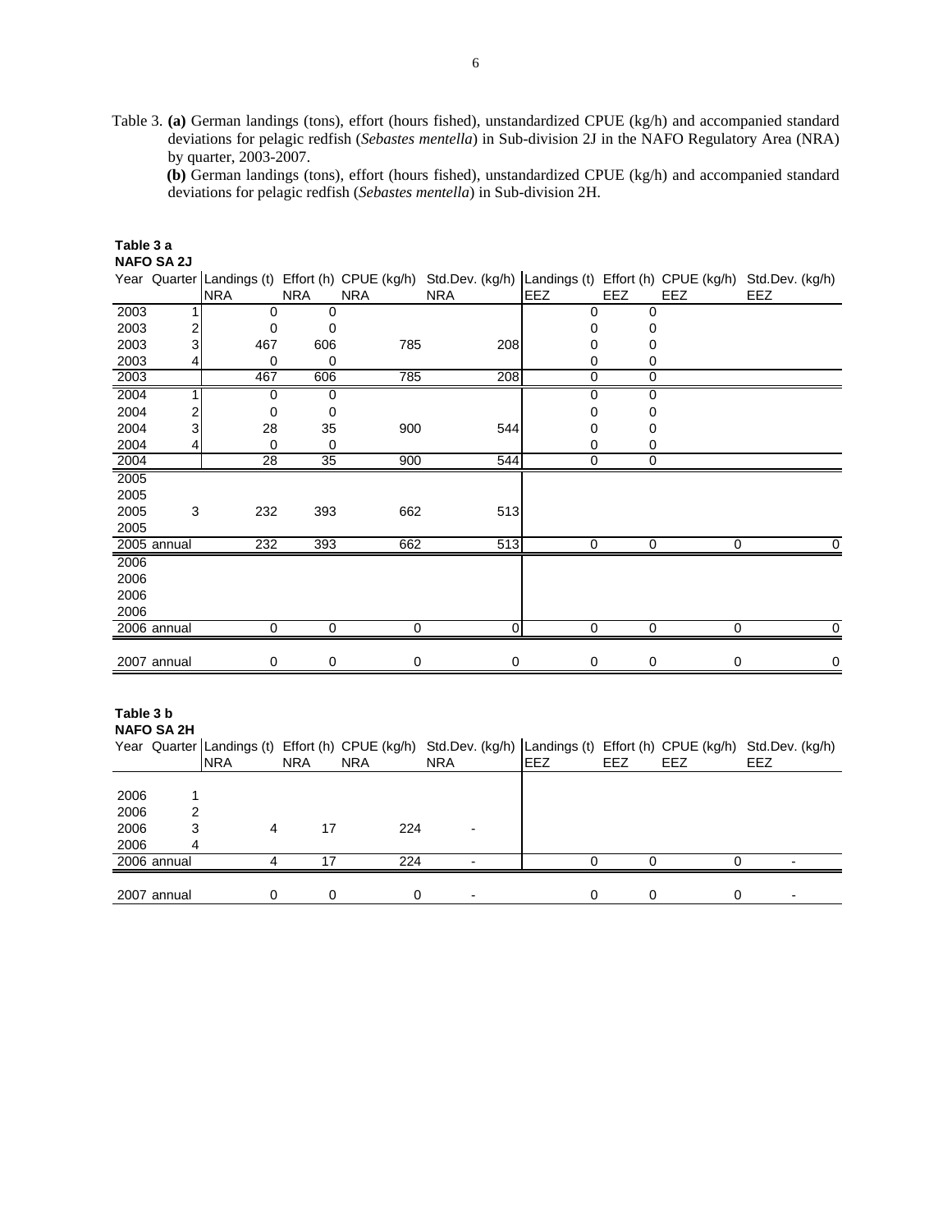Table 3. **(a)** German landings (tons), effort (hours fished), unstandardized CPUE (kg/h) and accompanied standard deviations for pelagic redfish (*Sebastes mentella*) in Sub-division 2J in the NAFO Regulatory Area (NRA) by quarter, 2003-2007.

**(b)** German landings (tons), effort (hours fished), unstandardized CPUE (kg/h) and accompanied standard deviations for pelagic redfish (*Sebastes mentella*) in Sub-division 2H.

**Table 3 a**
**NAFO SA 2J**

| Year | Quarter | Landings (t) NRA | Effort (h) NRA | CPUE (kg/h) NRA | Std.Dev. (kg/h) NRA | Landings (t) EEZ | Effort (h) EEZ | CPUE (kg/h) EEZ | Std.Dev. (kg/h) EEZ |
|---|---|---|---|---|---|---|---|---|---|
| 2003 | 1 | 0 | 0 | | | 0 | 0 | | |
| 2003 | 2 | 0 | 0 | | | 0 | 0 | | |
| 2003 | 3 | 467 | 606 | 785 | 208 | 0 | 0 | | |
| 2003 | 4 | 0 | 0 | | | 0 | 0 | | |
| 2003 | | 467 | 606 | 785 | 208 | 0 | 0 | | |
| 2004 | 1 | 0 | 0 | | | 0 | 0 | | |
| 2004 | 2 | 0 | 0 | | | 0 | 0 | | |
| 2004 | 3 | 28 | 35 | 900 | 544 | 0 | 0 | | |
| 2004 | 4 | 0 | 0 | | | 0 | 0 | | |
| 2004 | | 28 | 35 | 900 | 544 | 0 | 0 | | |
| 2005 | | | | | | | | | |
| 2005 | | | | | | | | | |
| 2005 | 3 | 232 | 393 | 662 | 513 | | | | |
| 2005 | | | | | | | | | |
| 2005 | annual | 232 | 393 | 662 | 513 | 0 | 0 | 0 | 0 |
| 2006 | | | | | | | | | |
| 2006 | | | | | | | | | |
| 2006 | | | | | | | | | |
| 2006 | | | | | | | | | |
| 2006 | annual | 0 | 0 | 0 | 0 | 0 | 0 | 0 | 0 |
| 2007 | annual | 0 | 0 | 0 | 0 | 0 | 0 | 0 | 0 |

**Table 3 b**
**NAFO SA 2H**

| Year | Quarter | Landings (t) NRA | Effort (h) NRA | CPUE (kg/h) NRA | Std.Dev. (kg/h) NRA | Landings (t) EEZ | Effort (h) EEZ | CPUE (kg/h) EEZ | Std.Dev. (kg/h) EEZ |
|---|---|---|---|---|---|---|---|---|---|
| 2006 | 1 | | | | | | | | |
| 2006 | 2 | | | | | | | | |
| 2006 | 3 | 4 | 17 | 224 | - | | | | |
| 2006 | 4 | | | | | | | | |
| 2006 | annual | 4 | 17 | 224 | - | 0 | 0 | 0 | - |
| 2007 | annual | 0 | 0 | 0 | - | 0 | 0 | 0 | - |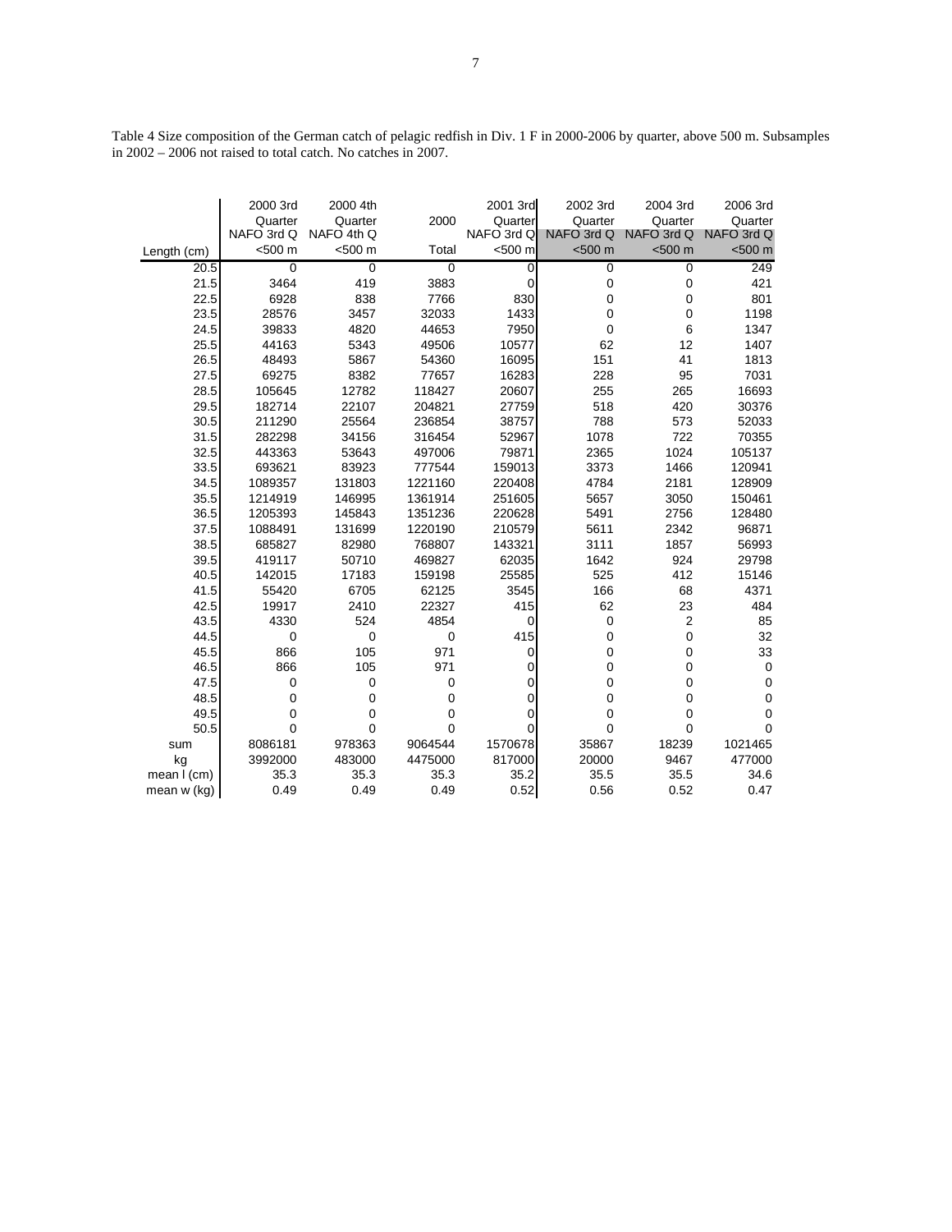Table 4 Size composition of the German catch of pelagic redfish in Div. 1 F in 2000-2006 by quarter, above 500 m. Subsamples in 2002 – 2006 not raised to total catch. No catches in 2007.

| Length (cm) | 2000 3rd Quarter NAFO 3rd Q <500 m | 2000 4th Quarter NAFO 4th Q <500 m | 2000 Total | 2001 3rd Quarter NAFO 3rd Q <500 m | 2002 3rd Quarter NAFO 3rd Q <500 m | 2004 3rd Quarter NAFO 3rd Q <500 m | 2006 3rd Quarter NAFO 3rd Q <500 m |
|---|---|---|---|---|---|---|---|
| 20.5 | 0 | 0 | 0 | 0 | 0 | 0 | 249 |
| 21.5 | 3464 | 419 | 3883 | 0 | 0 | 0 | 421 |
| 22.5 | 6928 | 838 | 7766 | 830 | 0 | 0 | 801 |
| 23.5 | 28576 | 3457 | 32033 | 1433 | 0 | 0 | 1198 |
| 24.5 | 39833 | 4820 | 44653 | 7950 | 0 | 6 | 1347 |
| 25.5 | 44163 | 5343 | 49506 | 10577 | 62 | 12 | 1407 |
| 26.5 | 48493 | 5867 | 54360 | 16095 | 151 | 41 | 1813 |
| 27.5 | 69275 | 8382 | 77657 | 16283 | 228 | 95 | 7031 |
| 28.5 | 105645 | 12782 | 118427 | 20607 | 255 | 265 | 16693 |
| 29.5 | 182714 | 22107 | 204821 | 27759 | 518 | 420 | 30376 |
| 30.5 | 211290 | 25564 | 236854 | 38757 | 788 | 573 | 52033 |
| 31.5 | 282298 | 34156 | 316454 | 52967 | 1078 | 722 | 70355 |
| 32.5 | 443363 | 53643 | 497006 | 79871 | 2365 | 1024 | 105137 |
| 33.5 | 693621 | 83923 | 777544 | 159013 | 3373 | 1466 | 120941 |
| 34.5 | 1089357 | 131803 | 1221160 | 220408 | 4784 | 2181 | 128909 |
| 35.5 | 1214919 | 146995 | 1361914 | 251605 | 5657 | 3050 | 150461 |
| 36.5 | 1205393 | 145843 | 1351236 | 220628 | 5491 | 2756 | 128480 |
| 37.5 | 1088491 | 131699 | 1220190 | 210579 | 5611 | 2342 | 96871 |
| 38.5 | 685827 | 82980 | 768807 | 143321 | 3111 | 1857 | 56993 |
| 39.5 | 419117 | 50710 | 469827 | 62035 | 1642 | 924 | 29798 |
| 40.5 | 142015 | 17183 | 159198 | 25585 | 525 | 412 | 15146 |
| 41.5 | 55420 | 6705 | 62125 | 3545 | 166 | 68 | 4371 |
| 42.5 | 19917 | 2410 | 22327 | 415 | 62 | 23 | 484 |
| 43.5 | 4330 | 524 | 4854 | 0 | 0 | 2 | 85 |
| 44.5 | 0 | 0 | 0 | 415 | 0 | 0 | 32 |
| 45.5 | 866 | 105 | 971 | 0 | 0 | 0 | 33 |
| 46.5 | 866 | 105 | 971 | 0 | 0 | 0 | 0 |
| 47.5 | 0 | 0 | 0 | 0 | 0 | 0 | 0 |
| 48.5 | 0 | 0 | 0 | 0 | 0 | 0 | 0 |
| 49.5 | 0 | 0 | 0 | 0 | 0 | 0 | 0 |
| 50.5 | 0 | 0 | 0 | 0 | 0 | 0 | 0 |
| sum | 8086181 | 978363 | 9064544 | 1570678 | 35867 | 18239 | 1021465 |
| kg | 3992000 | 483000 | 4475000 | 817000 | 20000 | 9467 | 477000 |
| mean l (cm) | 35.3 | 35.3 | 35.3 | 35.2 | 35.5 | 35.5 | 34.6 |
| mean w (kg) | 0.49 | 0.49 | 0.49 | 0.52 | 0.56 | 0.52 | 0.47 |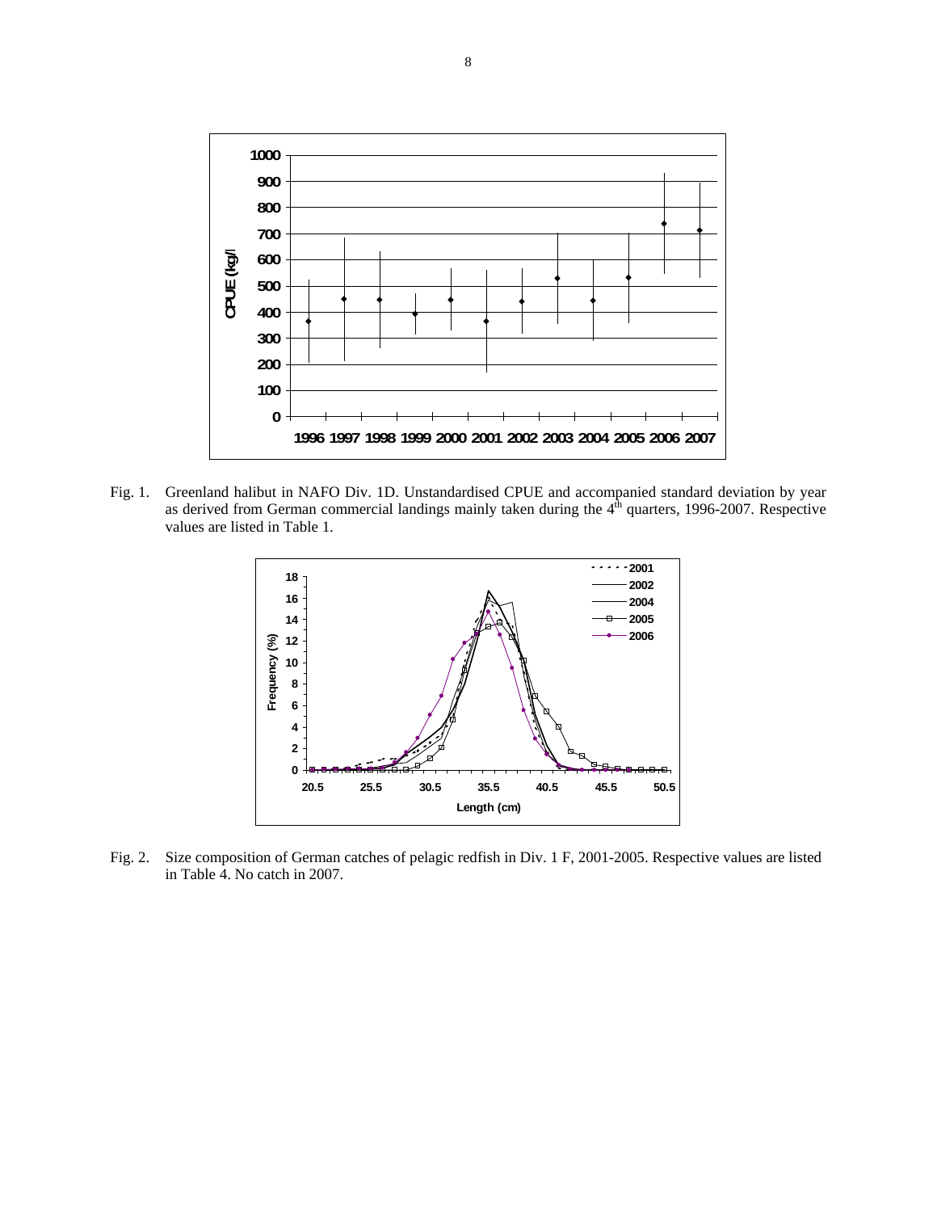1000
900
800
700
600
500
400
300
200
100
0

CPUE (kg/l

1996 1997 1998 1999 2000 2001 2002 2003 2004 2005 2006 2007

Fig. 1. Greenland halibut in NAFO Div. 1D. Unstandardised CPUE and accompanied standard deviation by year as derived from German commercial landings mainly taken during the 4[th] quarters, 1996-2007. Respective values are listed in Table 1.

18
16
14
12
10
8
6
4
2
0

Frequency (%)

20.5 25.5 30.5 35.5 40.5 45.5 50.5

Length (cm)

2001
2002
2004
2005
2006

Fig. 2. Size composition of German catches of pelagic redfish in Div. 1 F, 2001-2005. Respective values are listed in Table 4. No catch in 2007.